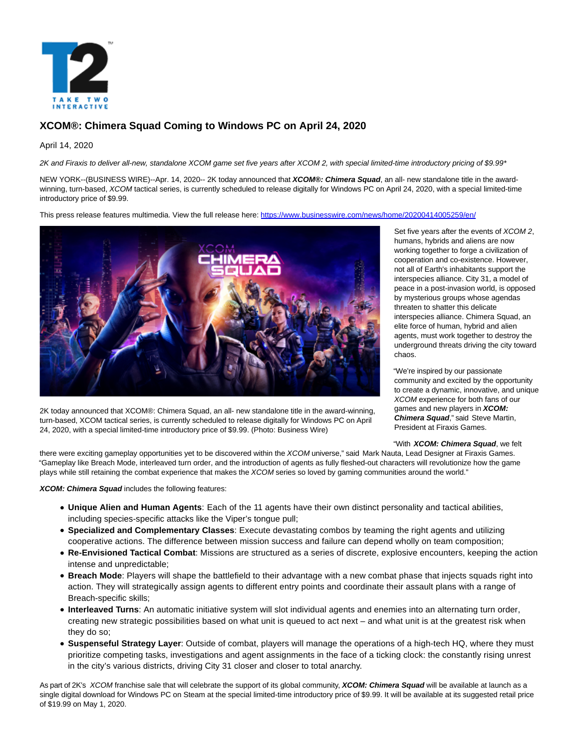# XCOM®: Chimera Squad Coming to Windows PC on April 24, 2020

April 14, 2020

*2K and Firaxis to deliver all-new, standalone XCOM game set five years after XCOM 2, with special limited-time introductory pricing of $9.99\**

NEW YORK--(BUSINESS WIRE)--Apr. 14, 2020-- 2K today announced that ***XCOM®: Chimera Squad***, an all- new standalone title in the award-winning, turn-based, *XCOM* tactical series, is currently scheduled to release digitally for Windows PC on April 24, 2020, with a special limited-time introductory price of $9.99.

This press release features multimedia. View the full release here: https://www.businesswire.com/news/home/20200414005259/en/

2K today announced that XCOM®: Chimera Squad, an all- new standalone title in the award-winning, turn-based, XCOM tactical series, is currently scheduled to release digitally for Windows PC on April 24, 2020, with a special limited-time introductory price of $9.99. (Photo: Business Wire)

Set five years after the events of *XCOM 2*, humans, hybrids and aliens are now working together to forge a civilization of cooperation and co-existence. However, not all of Earth's inhabitants support the interspecies alliance. City 31, a model of peace in a post-invasion world, is opposed by mysterious groups whose agendas threaten to shatter this delicate interspecies alliance. Chimera Squad, an elite force of human, hybrid and alien agents, must work together to destroy the underground threats driving the city toward chaos.

"We're inspired by our passionate community and excited by the opportunity to create a dynamic, innovative, and unique *XCOM* experience for both fans of our games and new players in ***XCOM: Chimera Squad***," said Steve Martin, President at Firaxis Games.

"With ***XCOM: Chimera Squad***, we felt there were exciting gameplay opportunities yet to be discovered within the *XCOM* universe," said Mark Nauta, Lead Designer at Firaxis Games. "Gameplay like Breach Mode, interleaved turn order, and the introduction of agents as fully fleshed-out characters will revolutionize how the game plays while still retaining the combat experience that makes the *XCOM* series so loved by gaming communities around the world."

***XCOM: Chimera Squad*** includes the following features:

- **Unique Alien and Human Agents**: Each of the 11 agents have their own distinct personality and tactical abilities, including species-specific attacks like the Viper's tongue pull;
- **Specialized and Complementary Classes**: Execute devastating combos by teaming the right agents and utilizing cooperative actions. The difference between mission success and failure can depend wholly on team composition;
- **Re-Envisioned Tactical Combat**: Missions are structured as a series of discrete, explosive encounters, keeping the action intense and unpredictable;
- **Breach Mode**: Players will shape the battlefield to their advantage with a new combat phase that injects squads right into action. They will strategically assign agents to different entry points and coordinate their assault plans with a range of Breach-specific skills;
- **Interleaved Turns**: An automatic initiative system will slot individual agents and enemies into an alternating turn order, creating new strategic possibilities based on what unit is queued to act next – and what unit is at the greatest risk when they do so;
- **Suspenseful Strategy Layer**: Outside of combat, players will manage the operations of a high-tech HQ, where they must prioritize competing tasks, investigations and agent assignments in the face of a ticking clock: the constantly rising unrest in the city's various districts, driving City 31 closer and closer to total anarchy.

As part of 2K's *XCOM* franchise sale that will celebrate the support of its global community, ***XCOM: Chimera Squad*** will be available at launch as a single digital download for Windows PC on Steam at the special limited-time introductory price of $9.99. It will be available at its suggested retail price of $19.99 on May 1, 2020.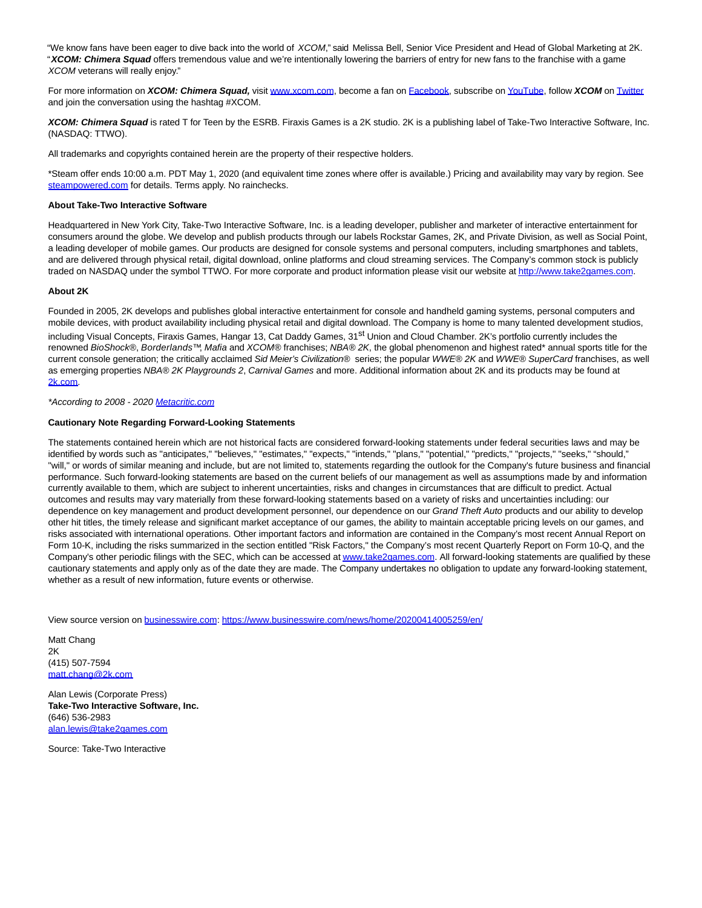"We know fans have been eager to dive back into the world of *XCOM*," said Melissa Bell, Senior Vice President and Head of Global Marketing at 2K. "***XCOM: Chimera Squad*** offers tremendous value and we're intentionally lowering the barriers of entry for new fans to the franchise with a game *XCOM* veterans will really enjoy."

For more information on ***XCOM: Chimera Squad,*** visit www.xcom.com, become a fan on Facebook, subscribe on YouTube, follow ***XCOM*** on Twitter and join the conversation using the hashtag #XCOM.

***XCOM: Chimera Squad*** is rated T for Teen by the ESRB. Firaxis Games is a 2K studio. 2K is a publishing label of Take-Two Interactive Software, Inc. (NASDAQ: TTWO).

All trademarks and copyrights contained herein are the property of their respective holders.

*Steam offer ends 10:00 a.m. PDT May 1, 2020 (and equivalent time zones where offer is available.) Pricing and availability may vary by region. See steampowered.com for details. Terms apply. No rainchecks.

**About Take-Two Interactive Software**

Headquartered in New York City, Take-Two Interactive Software, Inc. is a leading developer, publisher and marketer of interactive entertainment for consumers around the globe. We develop and publish products through our labels Rockstar Games, 2K, and Private Division, as well as Social Point, a leading developer of mobile games. Our products are designed for console systems and personal computers, including smartphones and tablets, and are delivered through physical retail, digital download, online platforms and cloud streaming services. The Company's common stock is publicly traded on NASDAQ under the symbol TTWO. For more corporate and product information please visit our website at http://www.take2games.com.

**About 2K**

Founded in 2005, 2K develops and publishes global interactive entertainment for console and handheld gaming systems, personal computers and mobile devices, with product availability including physical retail and digital download. The Company is home to many talented development studios, including Visual Concepts, Firaxis Games, Hangar 13, Cat Daddy Games, 31st Union and Cloud Chamber. 2K's portfolio currently includes the renowned *BioShock*®, *Borderlands*™, *Mafia* and *XCOM*® franchises; *NBA® 2K*, the global phenomenon and highest rated* annual sports title for the current console generation; the critically acclaimed *Sid Meier's Civilization*® series; the popular *WWE® 2K* and *WWE® SuperCard* franchises, as well as emerging properties *NBA® 2K Playgrounds 2*, *Carnival Games* and more. Additional information about 2K and its products may be found at 2k.com.

**According to 2008 - 2020 Metacritic.com*

**Cautionary Note Regarding Forward-Looking Statements**

The statements contained herein which are not historical facts are considered forward-looking statements under federal securities laws and may be identified by words such as "anticipates," "believes," "estimates," "expects," "intends," "plans," "potential," "predicts," "projects," "seeks," "should," "will," or words of similar meaning and include, but are not limited to, statements regarding the outlook for the Company's future business and financial performance. Such forward-looking statements are based on the current beliefs of our management as well as assumptions made by and information currently available to them, which are subject to inherent uncertainties, risks and changes in circumstances that are difficult to predict. Actual outcomes and results may vary materially from these forward-looking statements based on a variety of risks and uncertainties including: our dependence on key management and product development personnel, our dependence on our *Grand Theft Auto* products and our ability to develop other hit titles, the timely release and significant market acceptance of our games, the ability to maintain acceptable pricing levels on our games, and risks associated with international operations. Other important factors and information are contained in the Company's most recent Annual Report on Form 10-K, including the risks summarized in the section entitled "Risk Factors," the Company's most recent Quarterly Report on Form 10-Q, and the Company's other periodic filings with the SEC, which can be accessed at www.take2games.com. All forward-looking statements are qualified by these cautionary statements and apply only as of the date they are made. The Company undertakes no obligation to update any forward-looking statement, whether as a result of new information, future events or otherwise.

View source version on businesswire.com: https://www.businesswire.com/news/home/20200414005259/en/

Matt Chang
2K
(415) 507-7594
matt.chang@2k.com

Alan Lewis (Corporate Press)
**Take-Two Interactive Software, Inc.**
(646) 536-2983
alan.lewis@take2games.com

Source: Take-Two Interactive